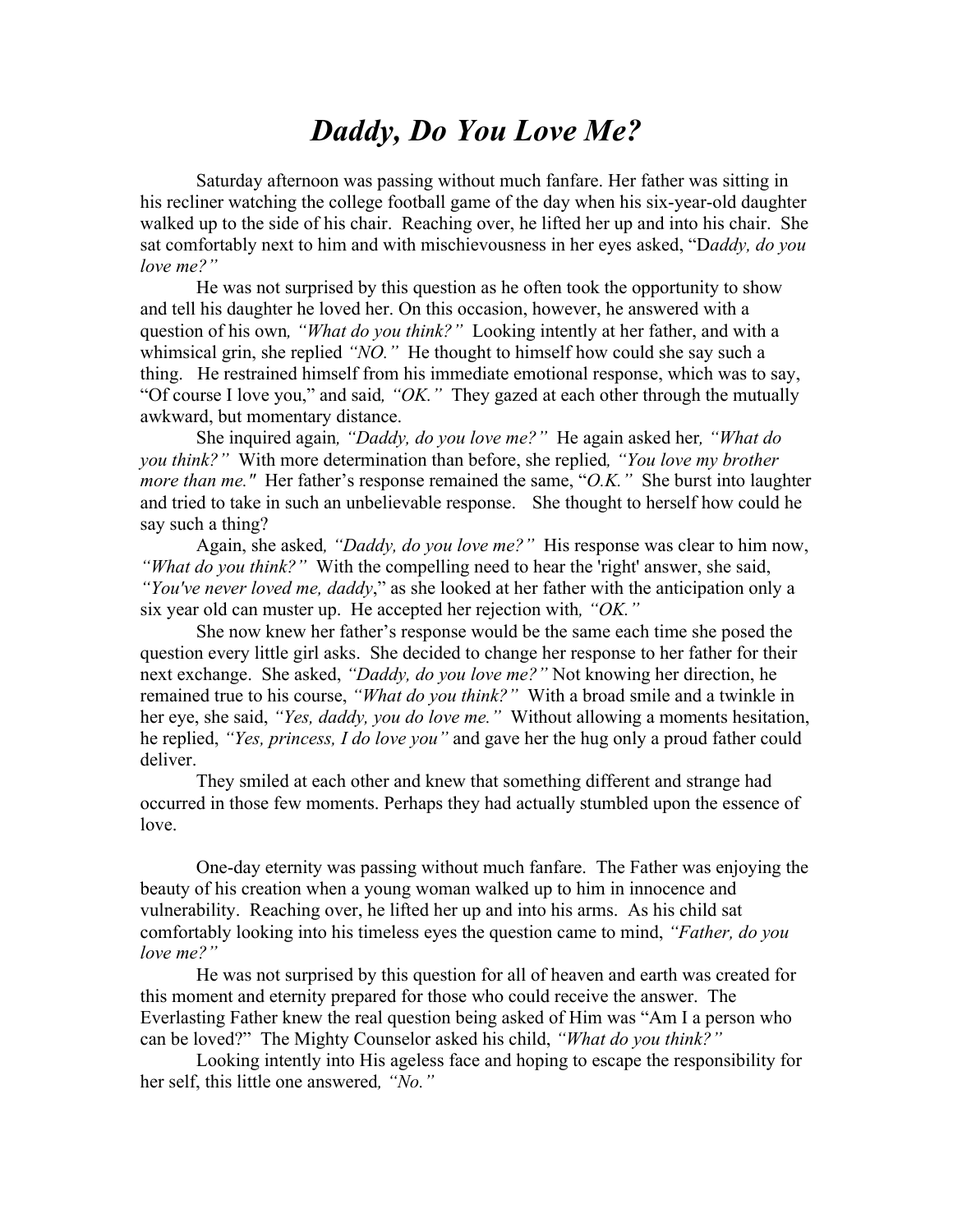# *Daddy, Do You Love Me?*

Saturday afternoon was passing without much fanfare. Her father was sitting in his recliner watching the college football game of the day when his six-year-old daughter walked up to the side of his chair. Reaching over, he lifted her up and into his chair. She sat comfortably next to him and with mischievousness in her eyes asked, "D*addy, do you love me?"*

He was not surprised by this question as he often took the opportunity to show and tell his daughter he loved her. On this occasion, however, he answered with a question of his own*, "What do you think?"* Looking intently at her father, and with a whimsical grin, she replied *"NO."* He thought to himself how could she say such a thing. He restrained himself from his immediate emotional response, which was to say, "Of course I love you," and said*, "OK."* They gazed at each other through the mutually awkward, but momentary distance.

She inquired again*, "Daddy, do you love me?"* He again asked her*, "What do you think?"* With more determination than before, she replied*, "You love my brother more than me."* Her father's response remained the same, "*O.K."* She burst into laughter and tried to take in such an unbelievable response. She thought to herself how could he say such a thing?

Again, she asked*, "Daddy, do you love me?"* His response was clear to him now, *"What do you think?"* With the compelling need to hear the 'right' answer, she said, *"You've never loved me, daddy*," as she looked at her father with the anticipation only a six year old can muster up. He accepted her rejection with*, "OK."*

She now knew her father's response would be the same each time she posed the question every little girl asks. She decided to change her response to her father for their next exchange. She asked, *"Daddy, do you love me?"* Not knowing her direction, he remained true to his course, *"What do you think?"* With a broad smile and a twinkle in her eye, she said, *"Yes, daddy, you do love me."* Without allowing a moments hesitation, he replied, *"Yes, princess, I do love you"* and gave her the hug only a proud father could deliver.

They smiled at each other and knew that something different and strange had occurred in those few moments. Perhaps they had actually stumbled upon the essence of love.

One-day eternity was passing without much fanfare. The Father was enjoying the beauty of his creation when a young woman walked up to him in innocence and vulnerability. Reaching over, he lifted her up and into his arms. As his child sat comfortably looking into his timeless eyes the question came to mind, *"Father, do you love me?"*

He was not surprised by this question for all of heaven and earth was created for this moment and eternity prepared for those who could receive the answer. The Everlasting Father knew the real question being asked of Him was "Am I a person who can be loved?" The Mighty Counselor asked his child, *"What do you think?"*

Looking intently into His ageless face and hoping to escape the responsibility for her self, this little one answered*, "No."*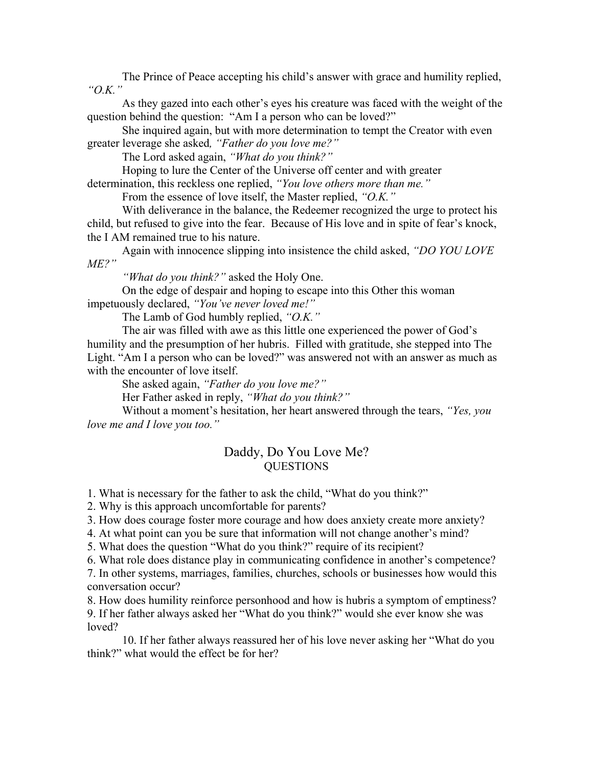The Prince of Peace accepting his child's answer with grace and humility replied, *"O.K."*

As they gazed into each other's eyes his creature was faced with the weight of the question behind the question: "Am I a person who can be loved?"

She inquired again, but with more determination to tempt the Creator with even greater leverage she asked*, "Father do you love me?"*

The Lord asked again, *"What do you think?"*

Hoping to lure the Center of the Universe off center and with greater determination, this reckless one replied, *"You love others more than me."*

From the essence of love itself, the Master replied, *"O.K."*

With deliverance in the balance, the Redeemer recognized the urge to protect his child, but refused to give into the fear. Because of His love and in spite of fear's knock, the I AM remained true to his nature.

Again with innocence slipping into insistence the child asked, *"DO YOU LOVE ME?"*

*"What do you think?"* asked the Holy One.

On the edge of despair and hoping to escape into this Other this woman impetuously declared, *"You've never loved me!"*

The Lamb of God humbly replied, *"O.K."*

The air was filled with awe as this little one experienced the power of God's humility and the presumption of her hubris. Filled with gratitude, she stepped into The Light. "Am I a person who can be loved?" was answered not with an answer as much as with the encounter of love itself.

She asked again, *"Father do you love me?"*

Her Father asked in reply, *"What do you think?"*

Without a moment's hesitation, her heart answered through the tears, *"Yes, you love me and I love you too."*

## Daddy, Do You Love Me?
### QUESTIONS

1. What is necessary for the father to ask the child, "What do you think?"
2. Why is this approach uncomfortable for parents?
3. How does courage foster more courage and how does anxiety create more anxiety?
4. At what point can you be sure that information will not change another's mind?
5. What does the question "What do you think?" require of its recipient?
6. What role does distance play in communicating confidence in another's competence?
7. In other systems, marriages, families, churches, schools or businesses how would this conversation occur?
8. How does humility reinforce personhood and how is hubris a symptom of emptiness?
9. If her father always asked her "What do you think?" would she ever know she was loved?
10. If her father always reassured her of his love never asking her "What do you think?" what would the effect be for her?